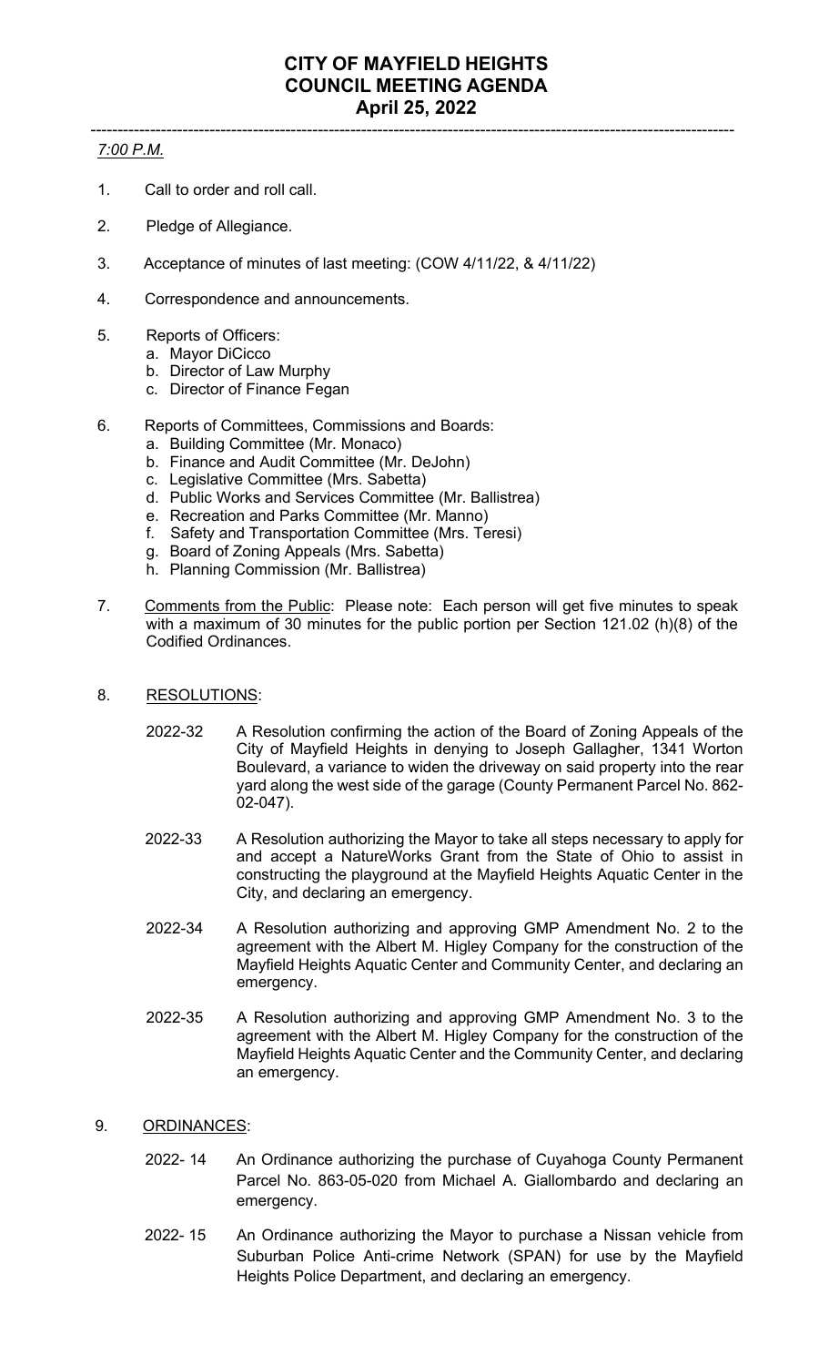# CITY OF MAYFIELD HEIGHTS
# COUNCIL MEETING AGENDA
# April 25, 2022

---

*7:00 P.M.*

1. Call to order and roll call.

2. Pledge of Allegiance.

3. Acceptance of minutes of last meeting: (COW 4/11/22, & 4/11/22)

4. Correspondence and announcements.

5. Reports of Officers:
   a. Mayor DiCicco
   b. Director of Law Murphy
   c. Director of Finance Fegan

6. Reports of Committees, Commissions and Boards:
   a. Building Committee (Mr. Monaco)
   b. Finance and Audit Committee (Mr. DeJohn)
   c. Legislative Committee (Mrs. Sabetta)
   d. Public Works and Services Committee (Mr. Ballistrea)
   e. Recreation and Parks Committee (Mr. Manno)
   f. Safety and Transportation Committee (Mrs. Teresi)
   g. Board of Zoning Appeals (Mrs. Sabetta)
   h. Planning Commission (Mr. Ballistrea)

7. Comments from the Public: Please note: Each person will get five minutes to speak with a maximum of 30 minutes for the public portion per Section 121.02 (h)(8) of the Codified Ordinances.

8. RESOLUTIONS:

   2022-32 A Resolution confirming the action of the Board of Zoning Appeals of the City of Mayfield Heights in denying to Joseph Gallagher, 1341 Worton Boulevard, a variance to widen the driveway on said property into the rear yard along the west side of the garage (County Permanent Parcel No. 862-02-047).

   2022-33 A Resolution authorizing the Mayor to take all steps necessary to apply for and accept a NatureWorks Grant from the State of Ohio to assist in constructing the playground at the Mayfield Heights Aquatic Center in the City, and declaring an emergency.

   2022-34 A Resolution authorizing and approving GMP Amendment No. 2 to the agreement with the Albert M. Higley Company for the construction of the Mayfield Heights Aquatic Center and Community Center, and declaring an emergency.

   2022-35 A Resolution authorizing and approving GMP Amendment No. 3 to the agreement with the Albert M. Higley Company for the construction of the Mayfield Heights Aquatic Center and the Community Center, and declaring an emergency.

9. ORDINANCES:

   2022- 14 An Ordinance authorizing the purchase of Cuyahoga County Permanent Parcel No. 863-05-020 from Michael A. Giallombardo and declaring an emergency.

   2022- 15 An Ordinance authorizing the Mayor to purchase a Nissan vehicle from Suburban Police Anti-crime Network (SPAN) for use by the Mayfield Heights Police Department, and declaring an emergency.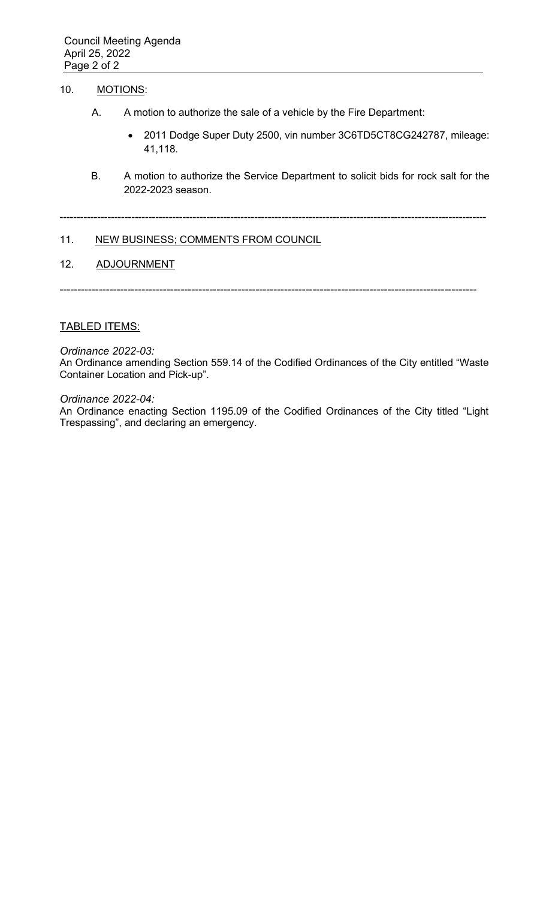10. <u>MOTIONS</u>:

    A. A motion to authorize the sale of a vehicle by the Fire Department:

    - 2011 Dodge Super Duty 2500, vin number 3C6TD5CT8CG242787, mileage: 41,118.

    B. A motion to authorize the Service Department to solicit bids for rock salt for the 2022-2023 season.

---

11. <u>NEW BUSINESS; COMMENTS FROM COUNCIL</u>

12. <u>ADJOURNMENT</u>

---

<u>TABLED ITEMS:</u>

*Ordinance 2022-03:*
An Ordinance amending Section 559.14 of the Codified Ordinances of the City entitled "Waste Container Location and Pick-up".

*Ordinance 2022-04:*
An Ordinance enacting Section 1195.09 of the Codified Ordinances of the City titled "Light Trespassing", and declaring an emergency.